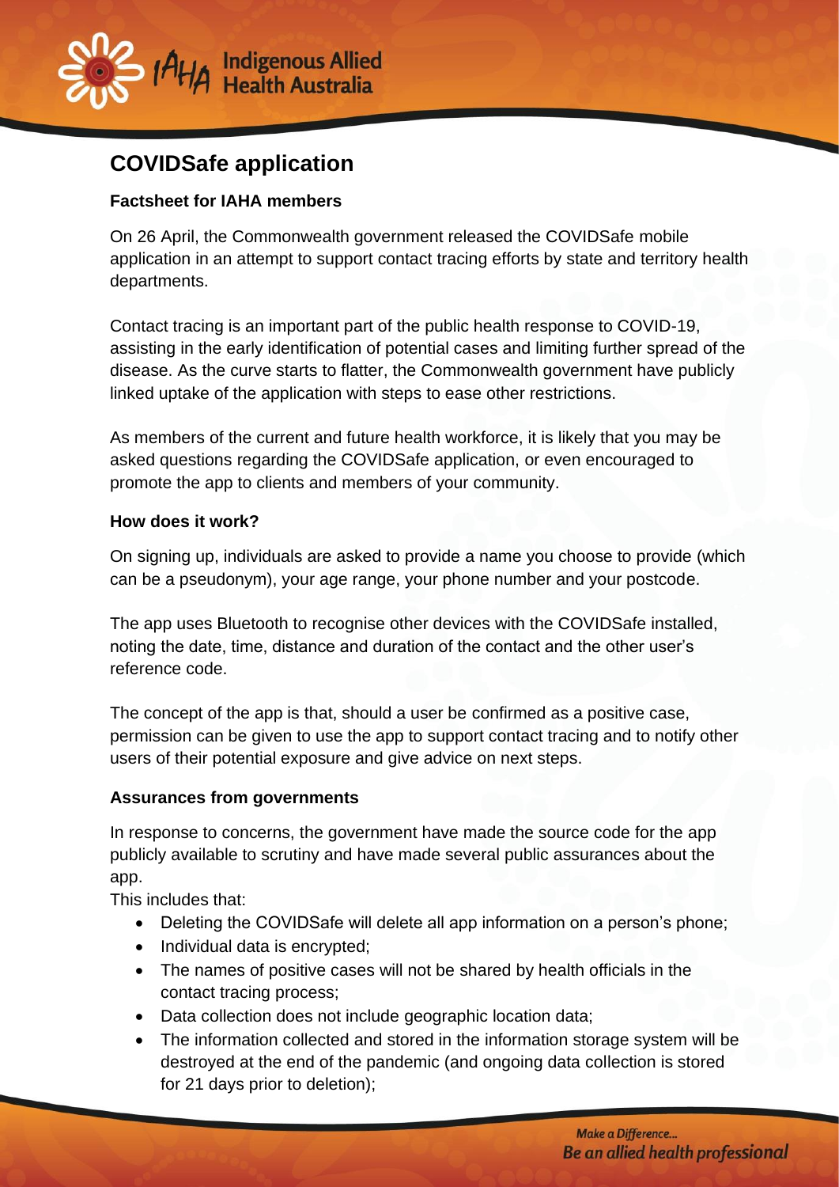# COVIDSafe application

**Factsheet for IAHA members**

On 26 April, the Commonwealth government released the COVIDSafe mobile application in an attempt to support contact tracing efforts by state and territory health departments.

Contact tracing is an important part of the public health response to COVID-19, assisting in the early identification of potential cases and limiting further spread of the disease. As the curve starts to flatter, the Commonwealth government have publicly linked uptake of the application with steps to ease other restrictions.

As members of the current and future health workforce, it is likely that you may be asked questions regarding the COVIDSafe application, or even encouraged to promote the app to clients and members of your community.

**How does it work?**

On signing up, individuals are asked to provide a name you choose to provide (which can be a pseudonym), your age range, your phone number and your postcode.

The app uses Bluetooth to recognise other devices with the COVIDSafe installed, noting the date, time, distance and duration of the contact and the other user's reference code.

The concept of the app is that, should a user be confirmed as a positive case, permission can be given to use the app to support contact tracing and to notify other users of their potential exposure and give advice on next steps.

**Assurances from governments**

In response to concerns, the government have made the source code for the app publicly available to scrutiny and have made several public assurances about the app.

This includes that:

- Deleting the COVIDSafe will delete all app information on a person's phone;
- Individual data is encrypted;
- The names of positive cases will not be shared by health officials in the contact tracing process;
- Data collection does not include geographic location data;
- The information collected and stored in the information storage system will be destroyed at the end of the pandemic (and ongoing data collection is stored for 21 days prior to deletion);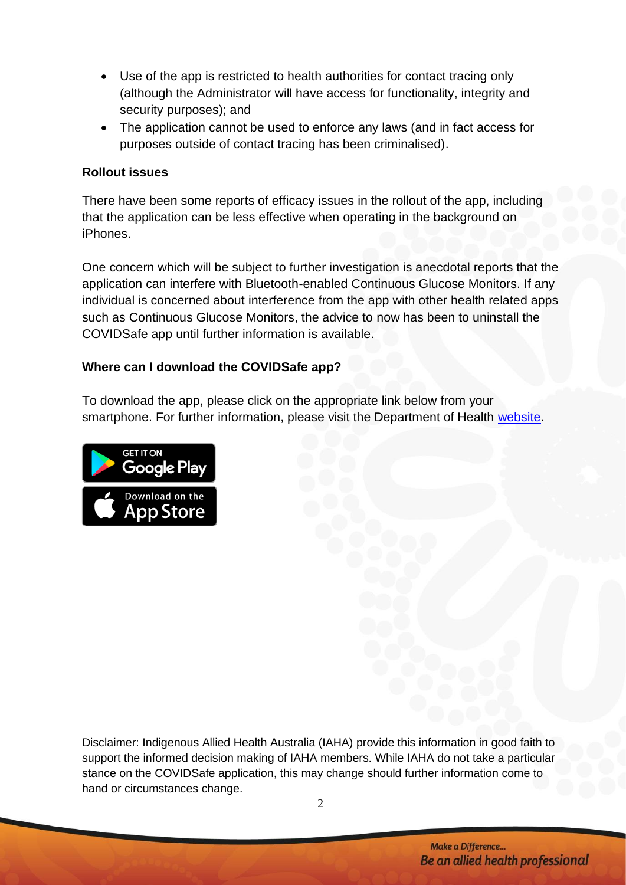- Use of the app is restricted to health authorities for contact tracing only (although the Administrator will have access for functionality, integrity and security purposes); and
- The application cannot be used to enforce any laws (and in fact access for purposes outside of contact tracing has been criminalised).

**Rollout issues**

There have been some reports of efficacy issues in the rollout of the app, including that the application can be less effective when operating in the background on iPhones.

One concern which will be subject to further investigation is anecdotal reports that the application can interfere with Bluetooth-enabled Continuous Glucose Monitors. If any individual is concerned about interference from the app with other health related apps such as Continuous Glucose Monitors, the advice to now has been to uninstall the COVIDSafe app until further information is available.

**Where can I download the COVIDSafe app?**

To download the app, please click on the appropriate link below from your smartphone. For further information, please visit the Department of Health website.

GET IT ON Google Play

Download on the App Store

Disclaimer: Indigenous Allied Health Australia (IAHA) provide this information in good faith to support the informed decision making of IAHA members. While IAHA do not take a particular stance on the COVIDSafe application, this may change should further information come to hand or circumstances change.